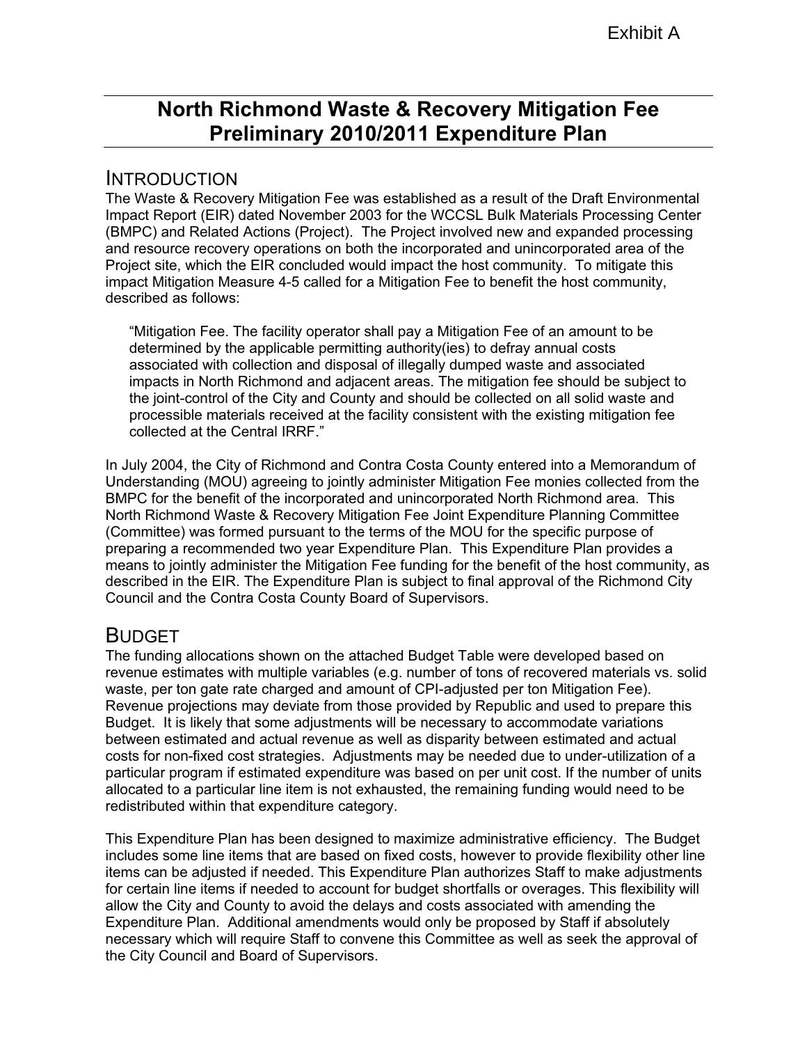Exhibit A

# North Richmond Waste & Recovery Mitigation Fee Preliminary 2010/2011 Expenditure Plan

## INTRODUCTION

The Waste & Recovery Mitigation Fee was established as a result of the Draft Environmental Impact Report (EIR) dated November 2003 for the WCCSL Bulk Materials Processing Center (BMPC) and Related Actions (Project). The Project involved new and expanded processing and resource recovery operations on both the incorporated and unincorporated area of the Project site, which the EIR concluded would impact the host community. To mitigate this impact Mitigation Measure 4-5 called for a Mitigation Fee to benefit the host community, described as follows:

> "Mitigation Fee. The facility operator shall pay a Mitigation Fee of an amount to be determined by the applicable permitting authority(ies) to defray annual costs associated with collection and disposal of illegally dumped waste and associated impacts in North Richmond and adjacent areas. The mitigation fee should be subject to the joint-control of the City and County and should be collected on all solid waste and processible materials received at the facility consistent with the existing mitigation fee collected at the Central IRRF."

In July 2004, the City of Richmond and Contra Costa County entered into a Memorandum of Understanding (MOU) agreeing to jointly administer Mitigation Fee monies collected from the BMPC for the benefit of the incorporated and unincorporated North Richmond area. This North Richmond Waste & Recovery Mitigation Fee Joint Expenditure Planning Committee (Committee) was formed pursuant to the terms of the MOU for the specific purpose of preparing a recommended two year Expenditure Plan. This Expenditure Plan provides a means to jointly administer the Mitigation Fee funding for the benefit of the host community, as described in the EIR. The Expenditure Plan is subject to final approval of the Richmond City Council and the Contra Costa County Board of Supervisors.

## BUDGET

The funding allocations shown on the attached Budget Table were developed based on revenue estimates with multiple variables (e.g. number of tons of recovered materials vs. solid waste, per ton gate rate charged and amount of CPI-adjusted per ton Mitigation Fee). Revenue projections may deviate from those provided by Republic and used to prepare this Budget. It is likely that some adjustments will be necessary to accommodate variations between estimated and actual revenue as well as disparity between estimated and actual costs for non-fixed cost strategies. Adjustments may be needed due to under-utilization of a particular program if estimated expenditure was based on per unit cost. If the number of units allocated to a particular line item is not exhausted, the remaining funding would need to be redistributed within that expenditure category.

This Expenditure Plan has been designed to maximize administrative efficiency. The Budget includes some line items that are based on fixed costs, however to provide flexibility other line items can be adjusted if needed. This Expenditure Plan authorizes Staff to make adjustments for certain line items if needed to account for budget shortfalls or overages. This flexibility will allow the City and County to avoid the delays and costs associated with amending the Expenditure Plan. Additional amendments would only be proposed by Staff if absolutely necessary which will require Staff to convene this Committee as well as seek the approval of the City Council and Board of Supervisors.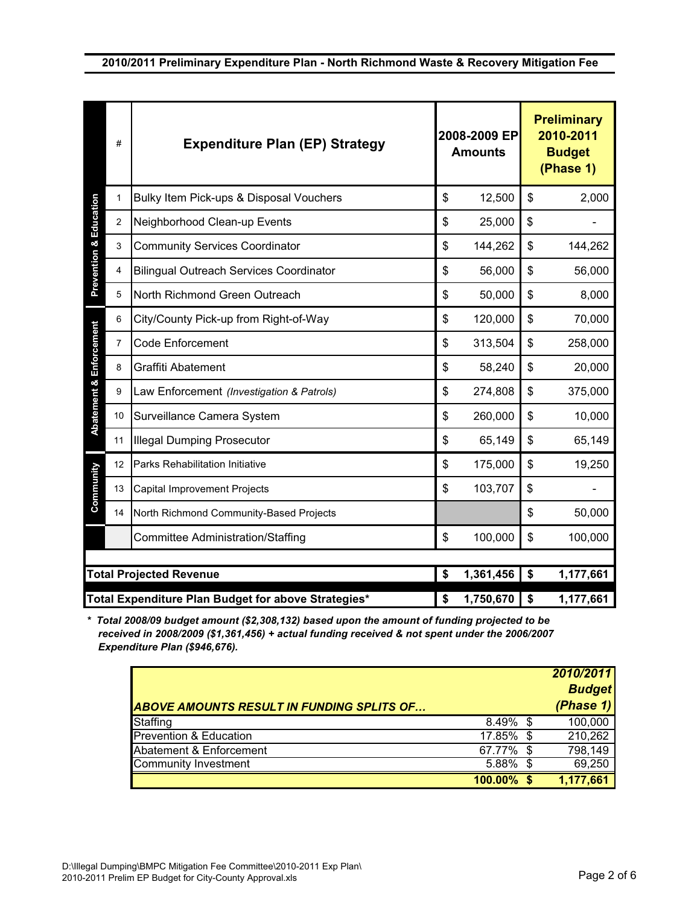## 2010/2011 Preliminary Expenditure Plan - North Richmond Waste & Recovery Mitigation Fee

| Category | # | Expenditure Plan (EP) Strategy | 2008-2009 EP Amounts | Preliminary 2010-2011 Budget (Phase 1) |
|---|---|---|---|---|
| Prevention & Education | 1 | Bulky Item Pick-ups & Disposal Vouchers | $ 12,500 | $ 2,000 |
| | 2 | Neighborhood Clean-up Events | $ 25,000 | $ - |
| | 3 | Community Services Coordinator | $ 144,262 | $ 144,262 |
| | 4 | Bilingual Outreach Services Coordinator | $ 56,000 | $ 56,000 |
| | 5 | North Richmond Green Outreach | $ 50,000 | $ 8,000 |
| Abatement & Enforcement | 6 | City/County Pick-up from Right-of-Way | $ 120,000 | $ 70,000 |
| | 7 | Code Enforcement | $ 313,504 | $ 258,000 |
| | 8 | Graffiti Abatement | $ 58,240 | $ 20,000 |
| | 9 | Law Enforcement *(Investigation & Patrols)* | $ 274,808 | $ 375,000 |
| | 10 | Surveillance Camera System | $ 260,000 | $ 10,000 |
| | 11 | Illegal Dumping Prosecutor | $ 65,149 | $ 65,149 |
| Community | 12 | Parks Rehabilitation Initiative | $ 175,000 | $ 19,250 |
| | 13 | Capital Improvement Projects | $ 103,707 | $ - |
| | 14 | North Richmond Community-Based Projects | | $ 50,000 |
| | | Committee Administration/Staffing | $ 100,000 | $ 100,000 |
| **Total Projected Revenue** | | | **$ 1,361,456** | **$ 1,177,661** |
| **Total Expenditure Plan Budget for above Strategies*** | | | **$ 1,750,670** | **$ 1,177,661** |

*\* Total 2008/09 budget amount ($2,308,132) based upon the amount of funding projected to be received in 2008/2009 ($1,361,456) + actual funding received & not spent under the 2006/2007 Expenditure Plan ($946,676).*

| *ABOVE AMOUNTS RESULT IN FUNDING SPLITS OF…* | | *2010/2011 Budget (Phase 1)* |
|---|---|---|
| Staffing | 8.49% | $ 100,000 |
| Prevention & Education | 17.85% | $ 210,262 |
| Abatement & Enforcement | 67.77% | $ 798,149 |
| Community Investment | 5.88% | $ 69,250 |
| | **100.00%** | **$ 1,177,661** |

D:\Illegal Dumping\BMPC Mitigation Fee Committee\2010-2011 Exp Plan\
2010-2011 Prelim EP Budget for City-County Approval.xls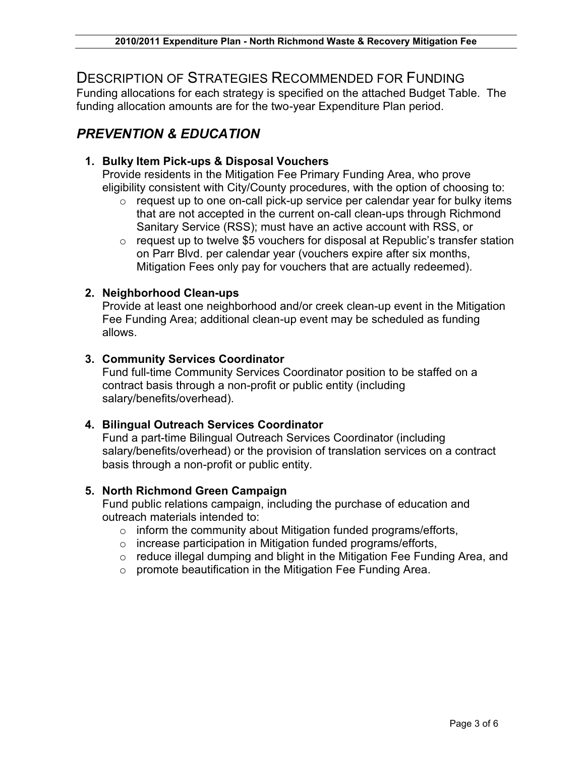# Description of Strategies Recommended for Funding

Funding allocations for each strategy is specified on the attached Budget Table. The funding allocation amounts are for the two-year Expenditure Plan period.

## *PREVENTION & EDUCATION*

1. **Bulky Item Pick-ups & Disposal Vouchers**
   Provide residents in the Mitigation Fee Primary Funding Area, who prove eligibility consistent with City/County procedures, with the option of choosing to:
   - request up to one on-call pick-up service per calendar year for bulky items that are not accepted in the current on-call clean-ups through Richmond Sanitary Service (RSS); must have an active account with RSS, or
   - request up to twelve $5 vouchers for disposal at Republic's transfer station on Parr Blvd. per calendar year (vouchers expire after six months, Mitigation Fees only pay for vouchers that are actually redeemed).

2. **Neighborhood Clean-ups**
   Provide at least one neighborhood and/or creek clean-up event in the Mitigation Fee Funding Area; additional clean-up event may be scheduled as funding allows.

3. **Community Services Coordinator**
   Fund full-time Community Services Coordinator position to be staffed on a contract basis through a non-profit or public entity (including salary/benefits/overhead).

4. **Bilingual Outreach Services Coordinator**
   Fund a part-time Bilingual Outreach Services Coordinator (including salary/benefits/overhead) or the provision of translation services on a contract basis through a non-profit or public entity.

5. **North Richmond Green Campaign**
   Fund public relations campaign, including the purchase of education and outreach materials intended to:
   - inform the community about Mitigation funded programs/efforts,
   - increase participation in Mitigation funded programs/efforts,
   - reduce illegal dumping and blight in the Mitigation Fee Funding Area, and
   - promote beautification in the Mitigation Fee Funding Area.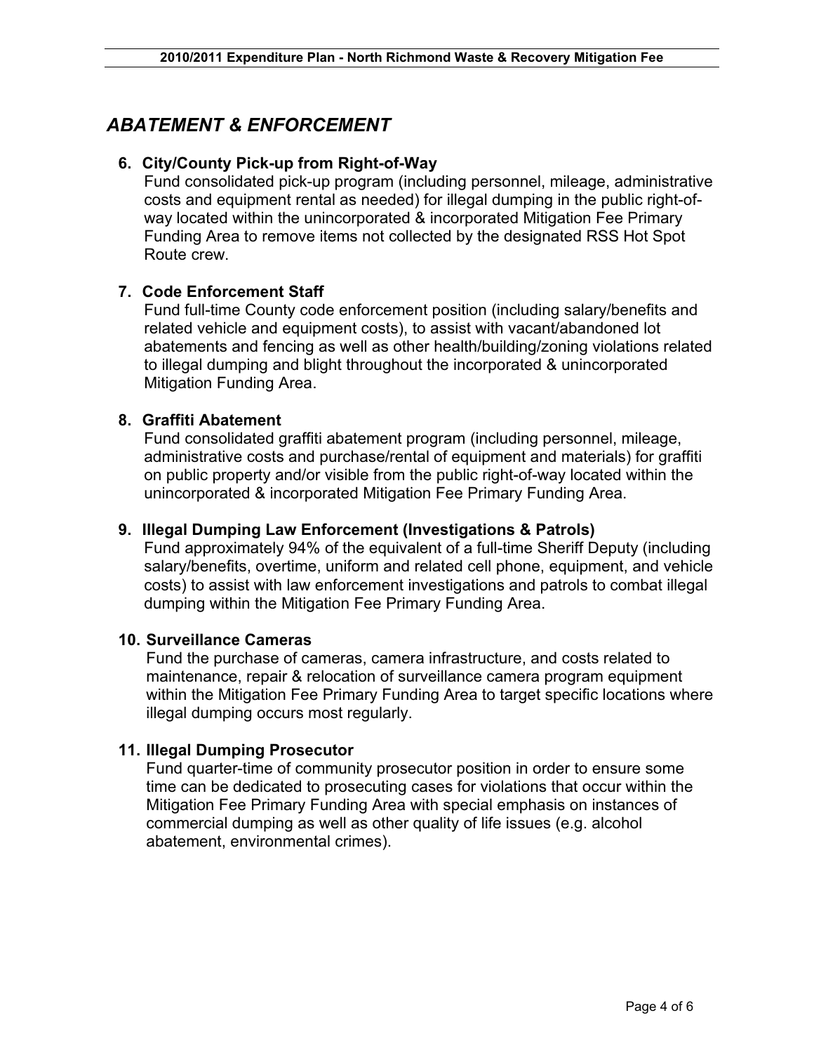## *ABATEMENT & ENFORCEMENT*

6. **City/County Pick-up from Right-of-Way**
   Fund consolidated pick-up program (including personnel, mileage, administrative costs and equipment rental as needed) for illegal dumping in the public right-of-way located within the unincorporated & incorporated Mitigation Fee Primary Funding Area to remove items not collected by the designated RSS Hot Spot Route crew.

7. **Code Enforcement Staff**
   Fund full-time County code enforcement position (including salary/benefits and related vehicle and equipment costs), to assist with vacant/abandoned lot abatements and fencing as well as other health/building/zoning violations related to illegal dumping and blight throughout the incorporated & unincorporated Mitigation Funding Area.

8. **Graffiti Abatement**
   Fund consolidated graffiti abatement program (including personnel, mileage, administrative costs and purchase/rental of equipment and materials) for graffiti on public property and/or visible from the public right-of-way located within the unincorporated & incorporated Mitigation Fee Primary Funding Area.

9. **Illegal Dumping Law Enforcement (Investigations & Patrols)**
   Fund approximately 94% of the equivalent of a full-time Sheriff Deputy (including salary/benefits, overtime, uniform and related cell phone, equipment, and vehicle costs) to assist with law enforcement investigations and patrols to combat illegal dumping within the Mitigation Fee Primary Funding Area.

10. **Surveillance Cameras**
    Fund the purchase of cameras, camera infrastructure, and costs related to maintenance, repair & relocation of surveillance camera program equipment within the Mitigation Fee Primary Funding Area to target specific locations where illegal dumping occurs most regularly.

11. **Illegal Dumping Prosecutor**
    Fund quarter-time of community prosecutor position in order to ensure some time can be dedicated to prosecuting cases for violations that occur within the Mitigation Fee Primary Funding Area with special emphasis on instances of commercial dumping as well as other quality of life issues (e.g. alcohol abatement, environmental crimes).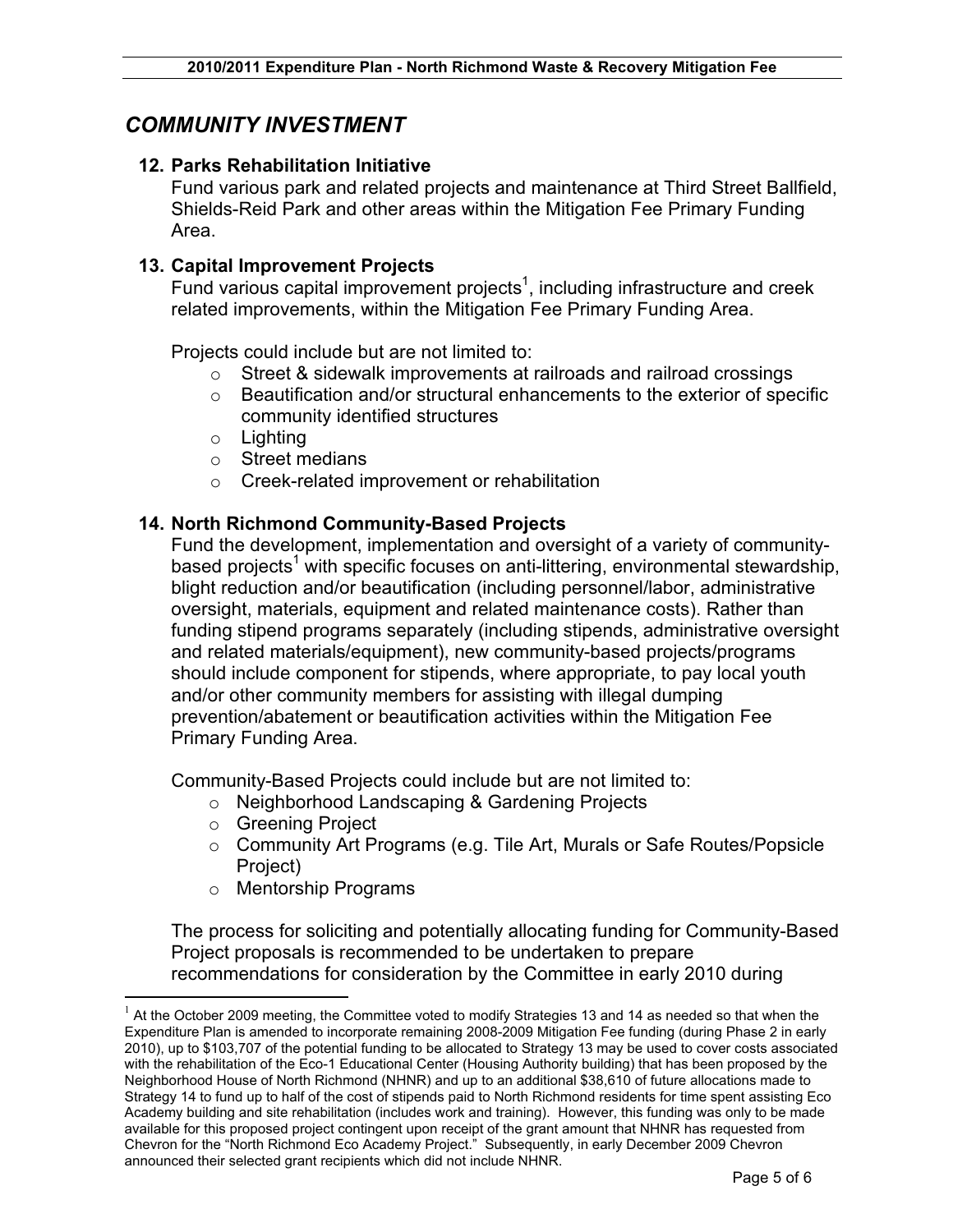## *COMMUNITY INVESTMENT*

**12. Parks Rehabilitation Initiative**

Fund various park and related projects and maintenance at Third Street Ballfield, Shields-Reid Park and other areas within the Mitigation Fee Primary Funding Area.

**13. Capital Improvement Projects**

Fund various capital improvement projects[1], including infrastructure and creek related improvements, within the Mitigation Fee Primary Funding Area.

Projects could include but are not limited to:

- Street & sidewalk improvements at railroads and railroad crossings
- Beautification and/or structural enhancements to the exterior of specific community identified structures
- Lighting
- Street medians
- Creek-related improvement or rehabilitation

**14. North Richmond Community-Based Projects**

Fund the development, implementation and oversight of a variety of community-based projects[1] with specific focuses on anti-littering, environmental stewardship, blight reduction and/or beautification (including personnel/labor, administrative oversight, materials, equipment and related maintenance costs). Rather than funding stipend programs separately (including stipends, administrative oversight and related materials/equipment), new community-based projects/programs should include component for stipends, where appropriate, to pay local youth and/or other community members for assisting with illegal dumping prevention/abatement or beautification activities within the Mitigation Fee Primary Funding Area.

Community-Based Projects could include but are not limited to:

- Neighborhood Landscaping & Gardening Projects
- Greening Project
- Community Art Programs (e.g. Tile Art, Murals or Safe Routes/Popsicle Project)
- Mentorship Programs

The process for soliciting and potentially allocating funding for Community-Based Project proposals is recommended to be undertaken to prepare recommendations for consideration by the Committee in early 2010 during

[1] At the October 2009 meeting, the Committee voted to modify Strategies 13 and 14 as needed so that when the Expenditure Plan is amended to incorporate remaining 2008-2009 Mitigation Fee funding (during Phase 2 in early 2010), up to $103,707 of the potential funding to be allocated to Strategy 13 may be used to cover costs associated with the rehabilitation of the Eco-1 Educational Center (Housing Authority building) that has been proposed by the Neighborhood House of North Richmond (NHNR) and up to an additional $38,610 of future allocations made to Strategy 14 to fund up to half of the cost of stipends paid to North Richmond residents for time spent assisting Eco Academy building and site rehabilitation (includes work and training). However, this funding was only to be made available for this proposed project contingent upon receipt of the grant amount that NHNR has requested from Chevron for the "North Richmond Eco Academy Project." Subsequently, in early December 2009 Chevron announced their selected grant recipients which did not include NHNR.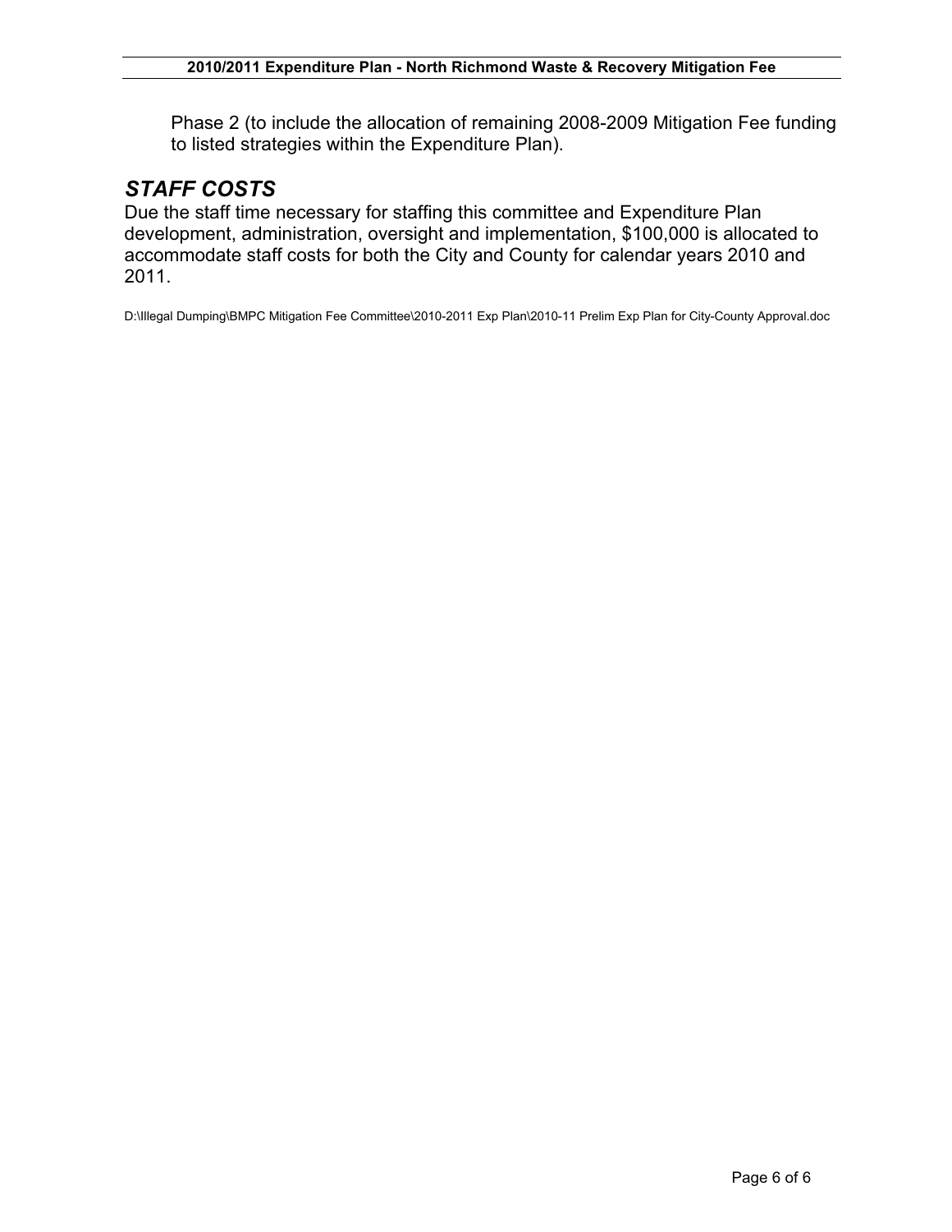Phase 2 (to include the allocation of remaining 2008-2009 Mitigation Fee funding to listed strategies within the Expenditure Plan).

## *STAFF COSTS*

Due the staff time necessary for staffing this committee and Expenditure Plan development, administration, oversight and implementation, $100,000 is allocated to accommodate staff costs for both the City and County for calendar years 2010 and 2011.

D:\Illegal Dumping\BMPC Mitigation Fee Committee\2010-2011 Exp Plan\2010-11 Prelim Exp Plan for City-County Approval.doc